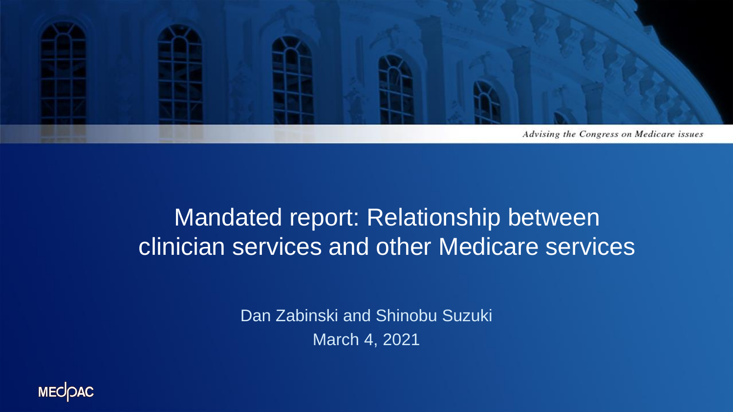*Advising the Congress on Medicare issues*

# Mandated report: Relationship between clinician services and other Medicare services

Dan Zabinski and Shinobu Suzuki

March 4, 2021

MEDPAC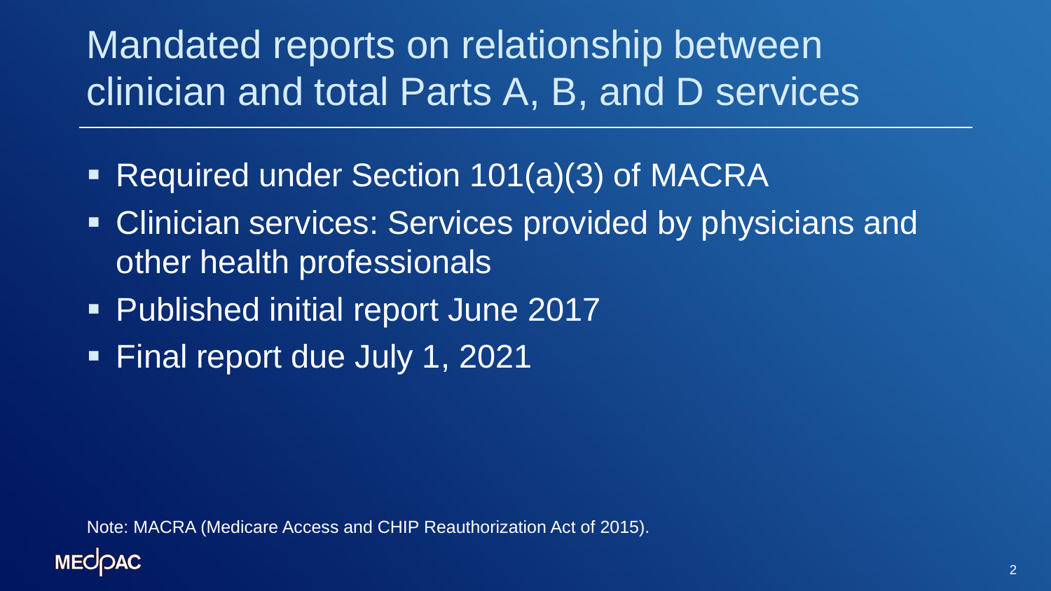# Mandated reports on relationship between clinician and total Parts A, B, and D services

- Required under Section 101(a)(3) of MACRA
- Clinician services: Services provided by physicians and other health professionals
- Published initial report June 2017
- Final report due July 1, 2021

Note: MACRA (Medicare Access and CHIP Reauthorization Act of 2015).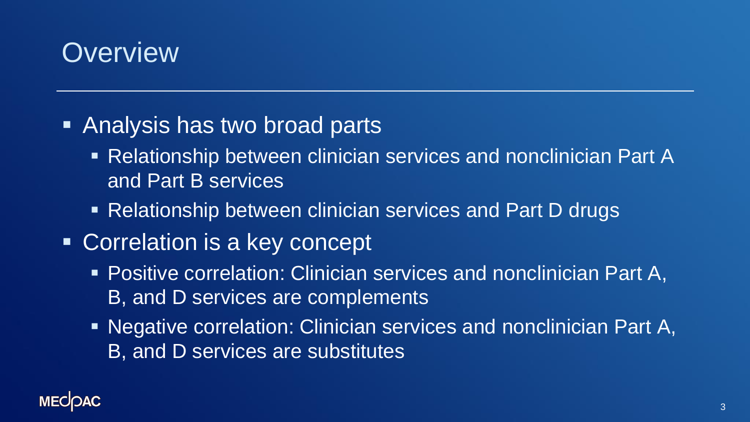# Overview

- Analysis has two broad parts
  - Relationship between clinician services and nonclinician Part A and Part B services
  - Relationship between clinician services and Part D drugs
- Correlation is a key concept
  - Positive correlation: Clinician services and nonclinician Part A, B, and D services are complements
  - Negative correlation: Clinician services and nonclinician Part A, B, and D services are substitutes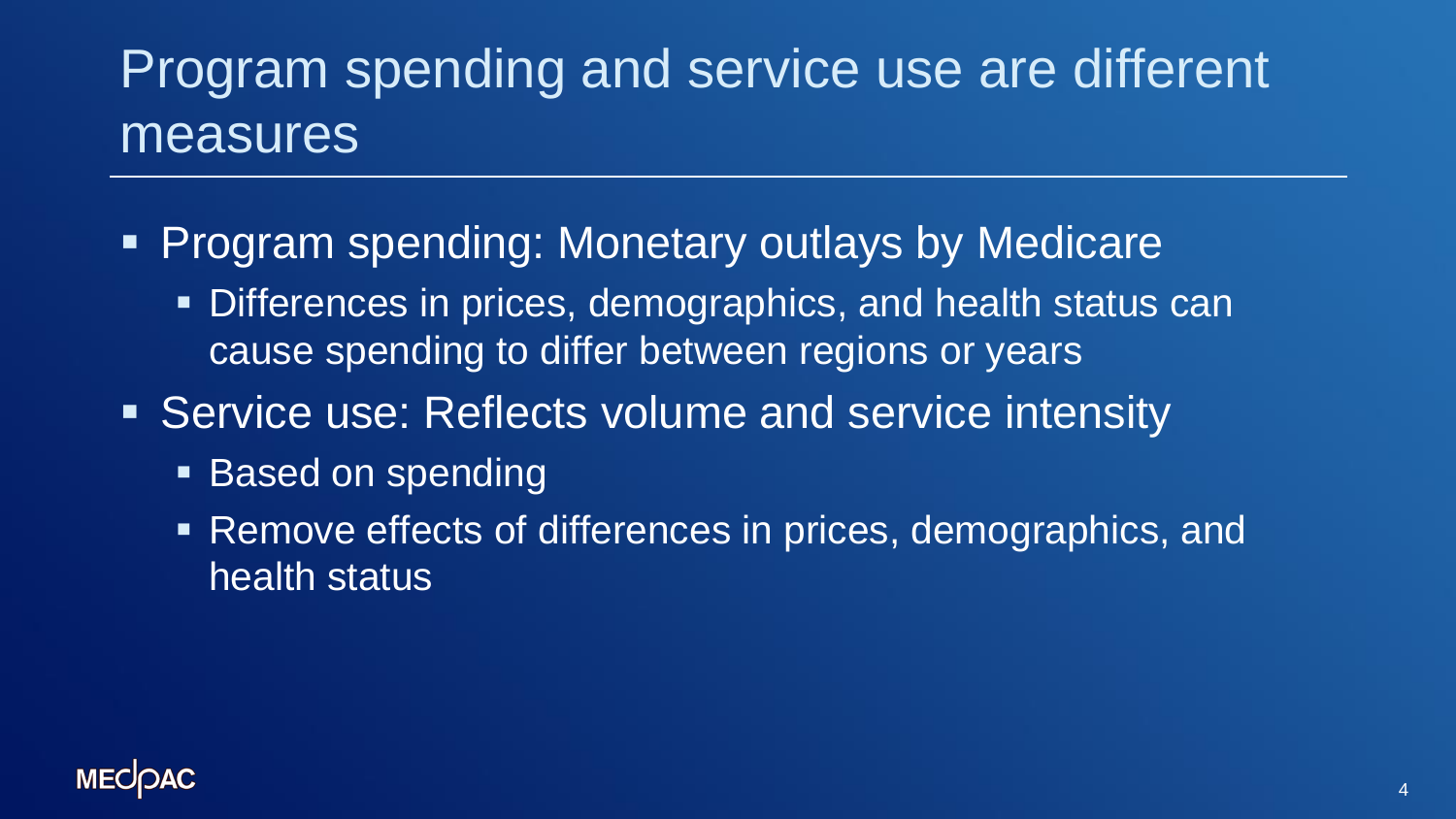# Program spending and service use are different measures

- Program spending: Monetary outlays by Medicare
  - Differences in prices, demographics, and health status can cause spending to differ between regions or years
- Service use: Reflects volume and service intensity
  - Based on spending
  - Remove effects of differences in prices, demographics, and health status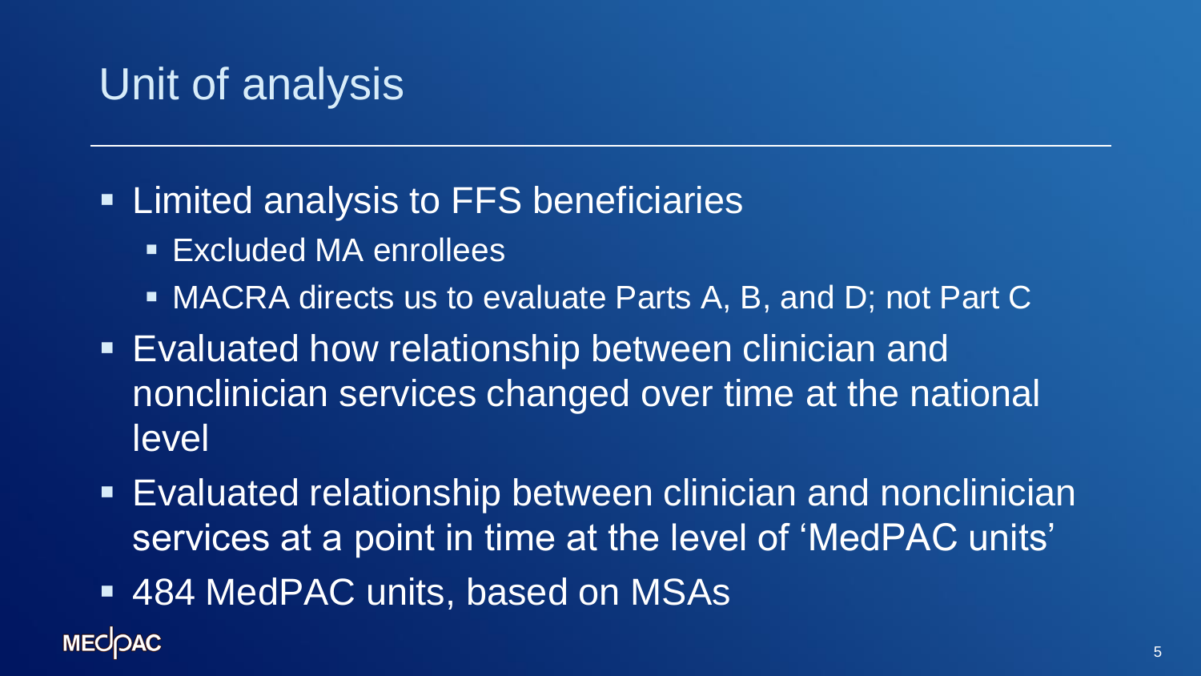# Unit of analysis

- Limited analysis to FFS beneficiaries
  - Excluded MA enrollees
  - MACRA directs us to evaluate Parts A, B, and D; not Part C
- Evaluated how relationship between clinician and nonclinician services changed over time at the national level
- Evaluated relationship between clinician and nonclinician services at a point in time at the level of 'MedPAC units'
- 484 MedPAC units, based on MSAs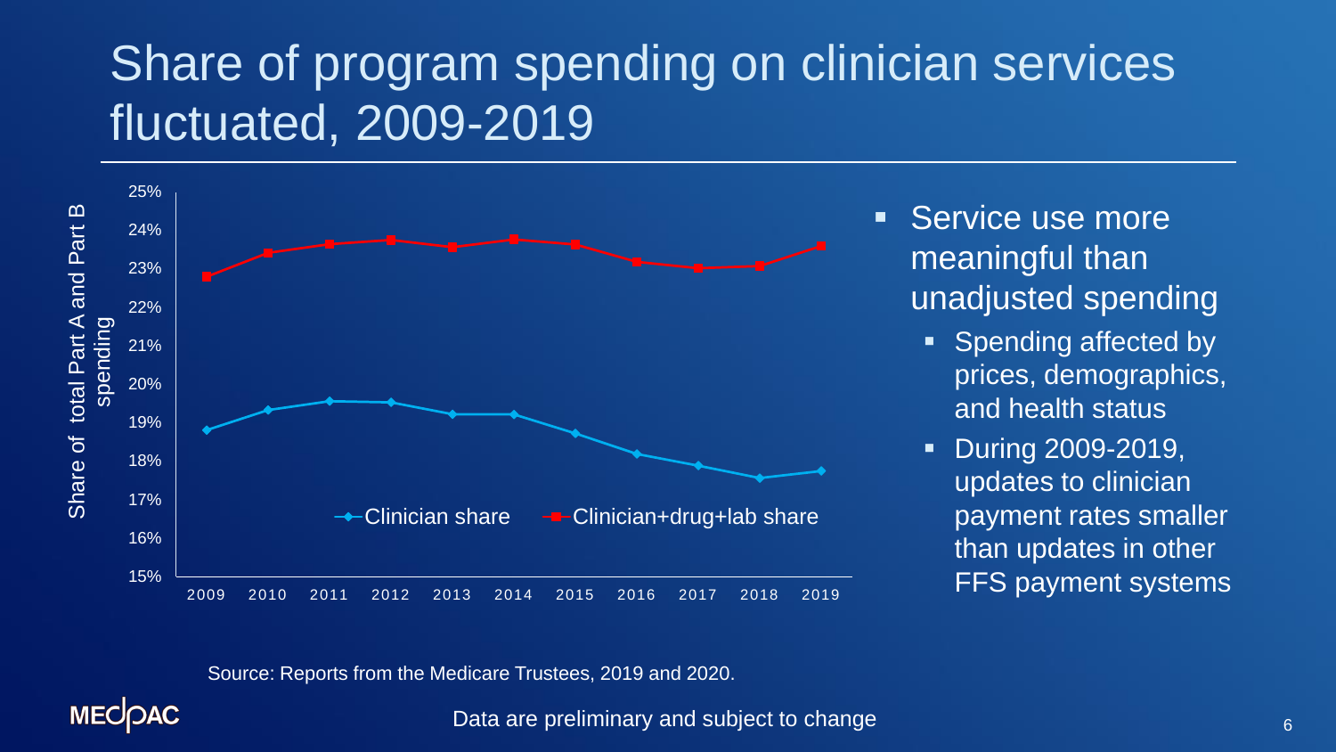# Share of program spending on clinician services fluctuated, 2009-2019

- Service use more meaningful than unadjusted spending
  - Spending affected by prices, demographics, and health status
  - During 2009-2019, updates to clinician payment rates smaller than updates in other FFS payment systems

Source: Reports from the Medicare Trustees, 2019 and 2020.

Data are preliminary and subject to change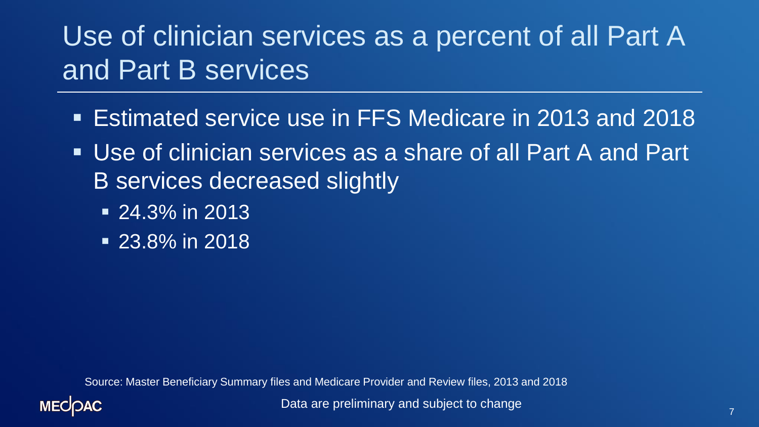# Use of clinician services as a percent of all Part A and Part B services

- Estimated service use in FFS Medicare in 2013 and 2018
- Use of clinician services as a share of all Part A and Part B services decreased slightly
  - 24.3% in 2013
  - 23.8% in 2018

Source: Master Beneficiary Summary files and Medicare Provider and Review files, 2013 and 2018

Data are preliminary and subject to change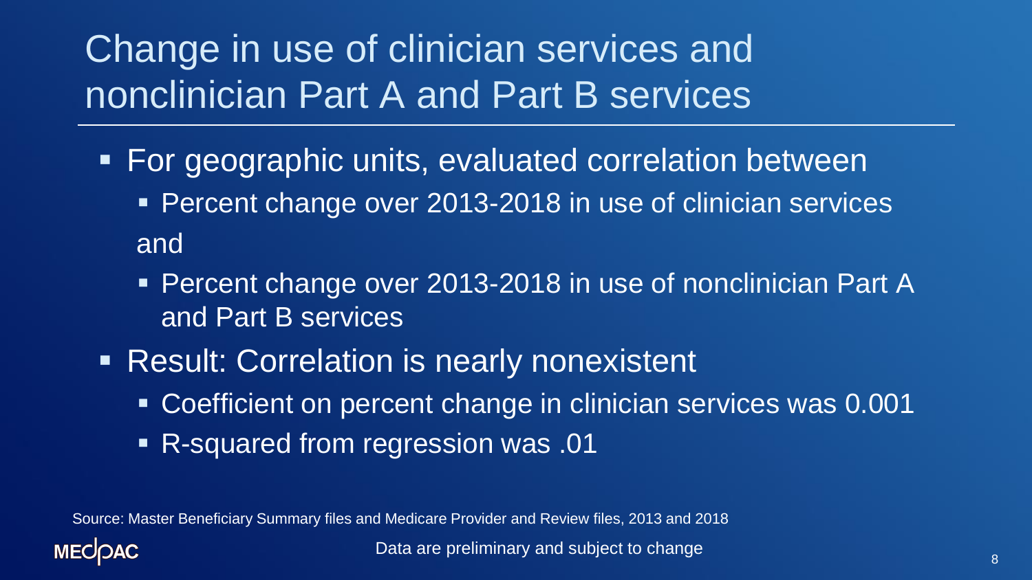# Change in use of clinician services and nonclinician Part A and Part B services

- For geographic units, evaluated correlation between
  - Percent change over 2013-2018 in use of clinician services

  and

  - Percent change over 2013-2018 in use of nonclinician Part A and Part B services
- Result: Correlation is nearly nonexistent
  - Coefficient on percent change in clinician services was 0.001
  - R-squared from regression was .01

Source: Master Beneficiary Summary files and Medicare Provider and Review files, 2013 and 2018

Data are preliminary and subject to change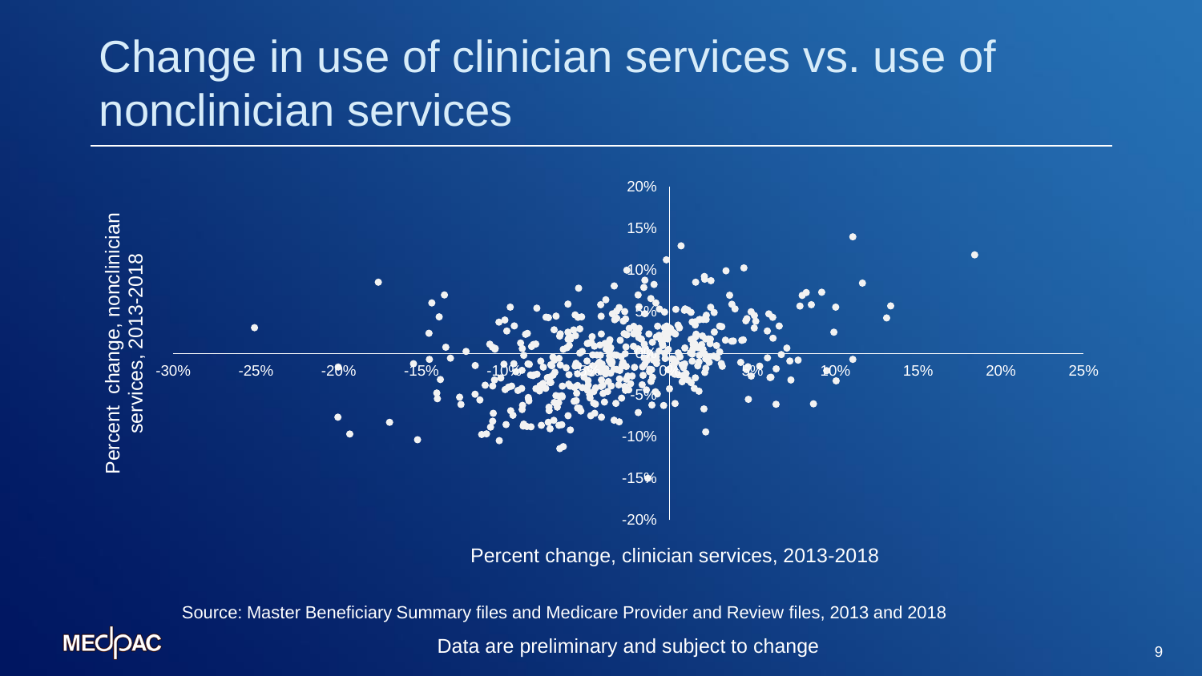# Change in use of clinician services vs. use of nonclinician services

Percent change, nonclinician services, 2013-2018

20%
15%
10%
5%
0%
-5%
-10%
-15%
-20%

-30% -25% -20% -15% -10% -5% 0% 5% 10% 15% 20% 25%

Percent change, clinician services, 2013-2018

Source: Master Beneficiary Summary files and Medicare Provider and Review files, 2013 and 2018

Data are preliminary and subject to change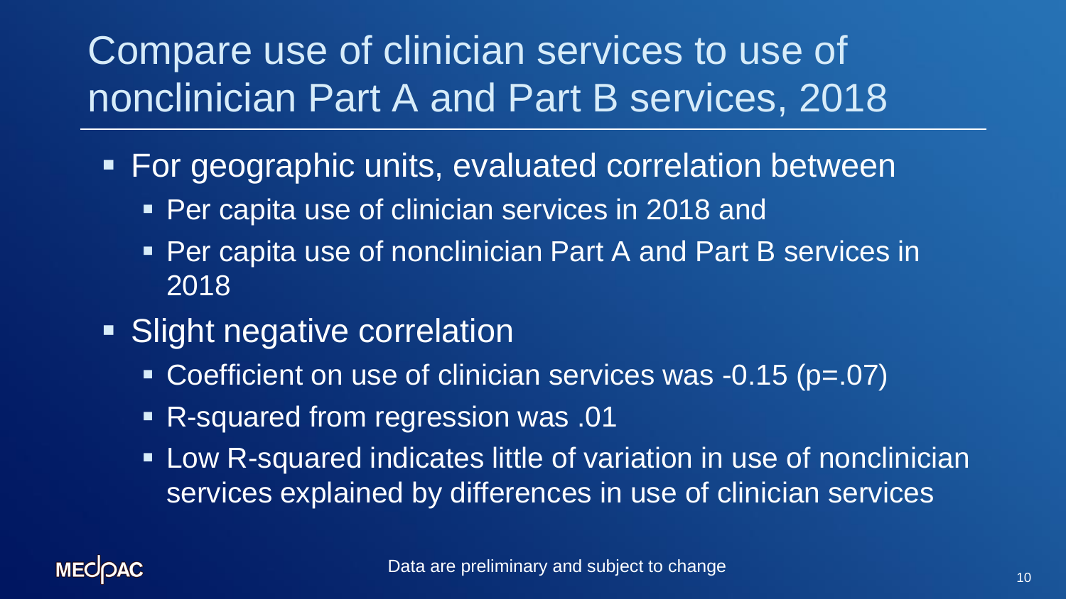# Compare use of clinician services to use of nonclinician Part A and Part B services, 2018

- For geographic units, evaluated correlation between
  - Per capita use of clinician services in 2018 and
  - Per capita use of nonclinician Part A and Part B services in 2018
- Slight negative correlation
  - Coefficient on use of clinician services was -0.15 (p=.07)
  - R-squared from regression was .01
  - Low R-squared indicates little of variation in use of nonclinician services explained by differences in use of clinician services

Data are preliminary and subject to change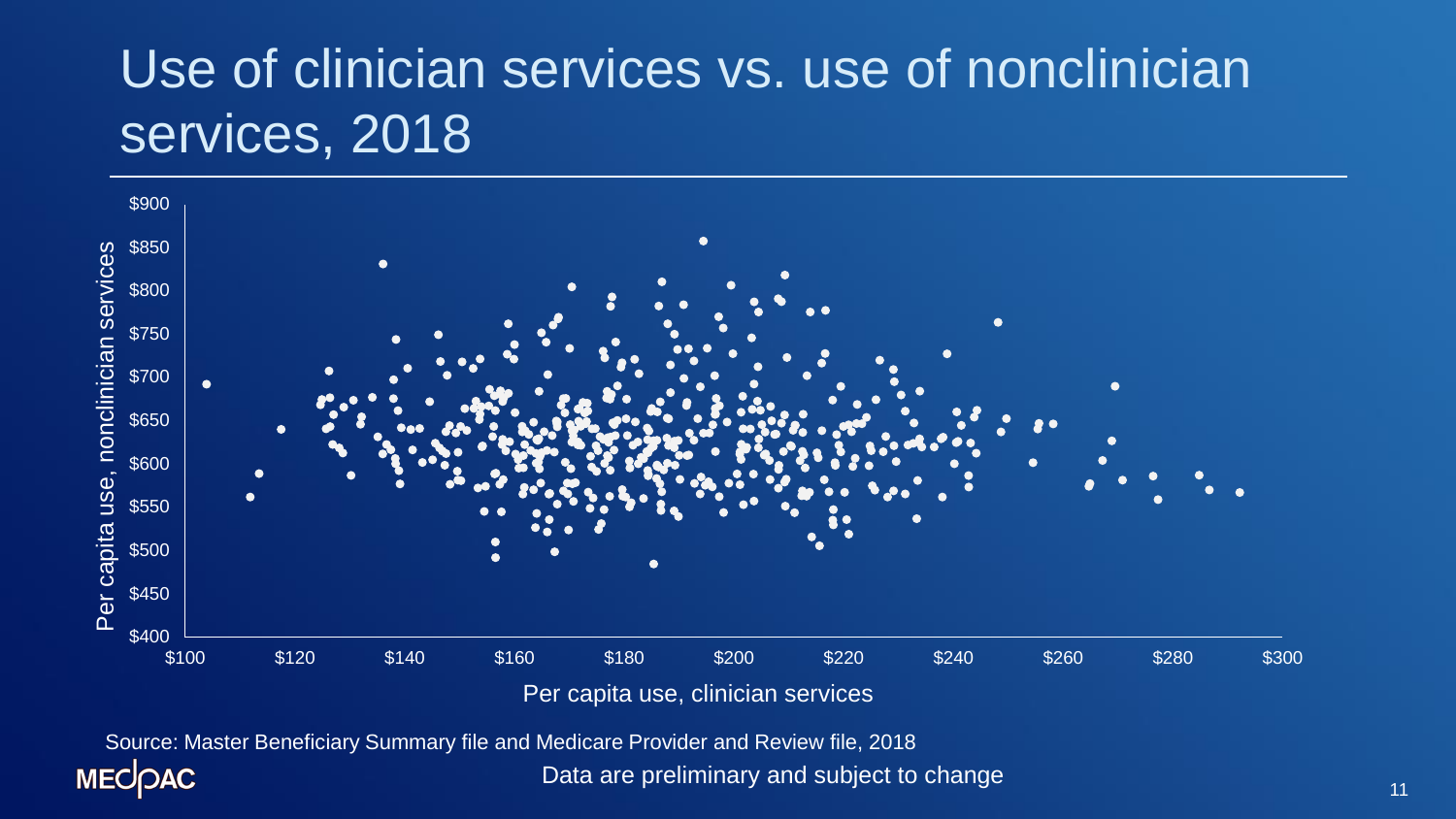# Use of clinician services vs. use of nonclinician services, 2018

Per capita use, nonclinician services

$900

$850

$800

$750

$700

$650

$600

$550

$500

$450

$400

$100 $120 $140 $160 $180 $200 $220 $240 $260 $280 $300

Per capita use, clinician services

Source: Master Beneficiary Summary file and Medicare Provider and Review file, 2018

Data are preliminary and subject to change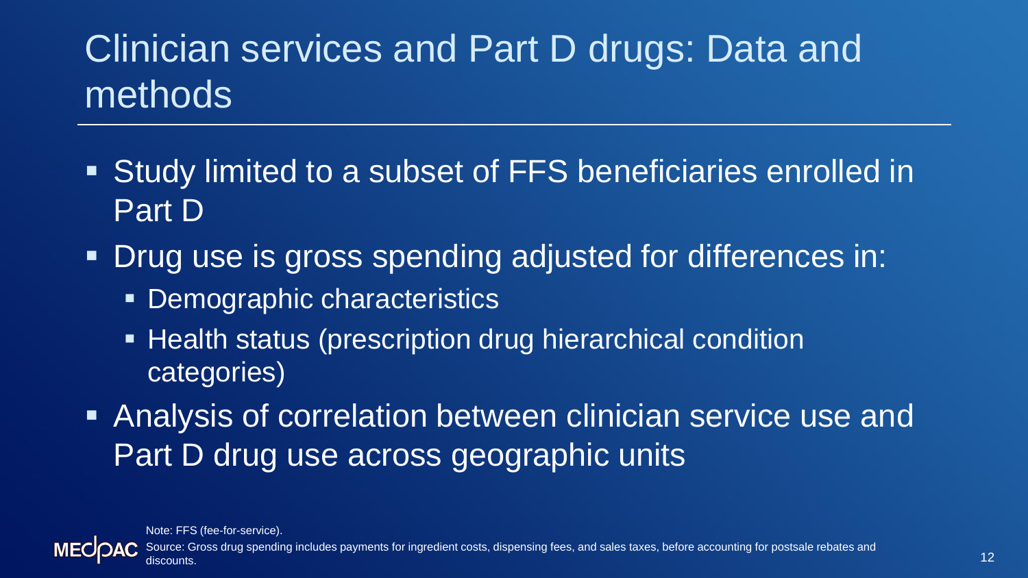# Clinician services and Part D drugs: Data and methods

- Study limited to a subset of FFS beneficiaries enrolled in Part D
- Drug use is gross spending adjusted for differences in:
  - Demographic characteristics
  - Health status (prescription drug hierarchical condition categories)
- Analysis of correlation between clinician service use and Part D drug use across geographic units

Note: FFS (fee-for-service).

Source: Gross drug spending includes payments for ingredient costs, dispensing fees, and sales taxes, before accounting for postsale rebates and discounts.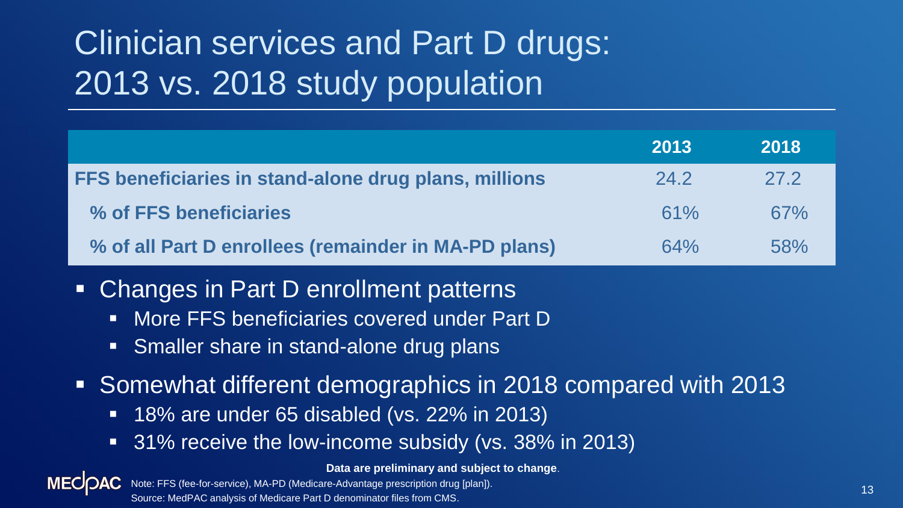# Clinician services and Part D drugs: 2013 vs. 2018 study population

| | 2013 | 2018 |
|---|---|---|
| **FFS beneficiaries in stand-alone drug plans, millions** | 24.2 | 27.2 |
| **% of FFS beneficiaries** | 61% | 67% |
| **% of all Part D enrollees (remainder in MA-PD plans)** | 64% | 58% |

- Changes in Part D enrollment patterns
  - More FFS beneficiaries covered under Part D
  - Smaller share in stand-alone drug plans
- Somewhat different demographics in 2018 compared with 2013
  - 18% are under 65 disabled (vs. 22% in 2013)
  - 31% receive the low-income subsidy (vs. 38% in 2013)

**Data are preliminary and subject to change**.

Note: FFS (fee-for-service), MA-PD (Medicare-Advantage prescription drug [plan]).

Source: MedPAC analysis of Medicare Part D denominator files from CMS.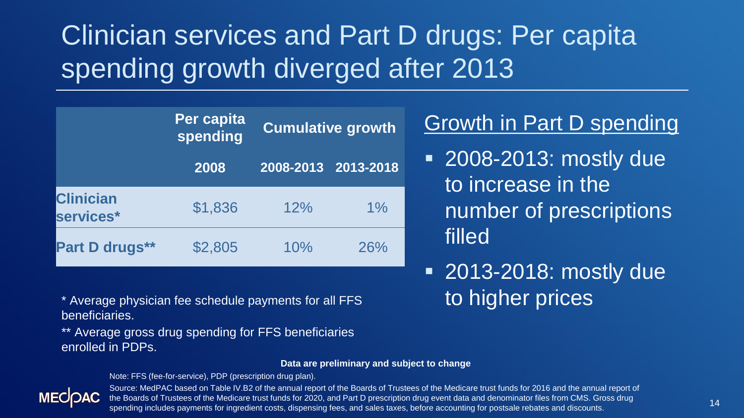# Clinician services and Part D drugs: Per capita spending growth diverged after 2013

| | Per capita spending | Cumulative growth | |
|---|---|---|---|
| | 2008 | 2008-2013 | 2013-2018 |
| **Clinician services*** | $1,836 | 12% | 1% |
| **Part D drugs**** | $2,805 | 10% | 26% |

\* Average physician fee schedule payments for all FFS beneficiaries.

** Average gross drug spending for FFS beneficiaries enrolled in PDPs.

## Growth in Part D spending

- 2008-2013: mostly due to increase in the number of prescriptions filled
- 2013-2018: mostly due to higher prices

**Data are preliminary and subject to change**

Note: FFS (fee-for-service), PDP (prescription drug plan).

Source: MedPAC based on Table IV.B2 of the annual report of the Boards of Trustees of the Medicare trust funds for 2016 and the annual report of the Boards of Trustees of the Medicare trust funds for 2020, and Part D prescription drug event data and denominator files from CMS. Gross drug spending includes payments for ingredient costs, dispensing fees, and sales taxes, before accounting for postsale rebates and discounts.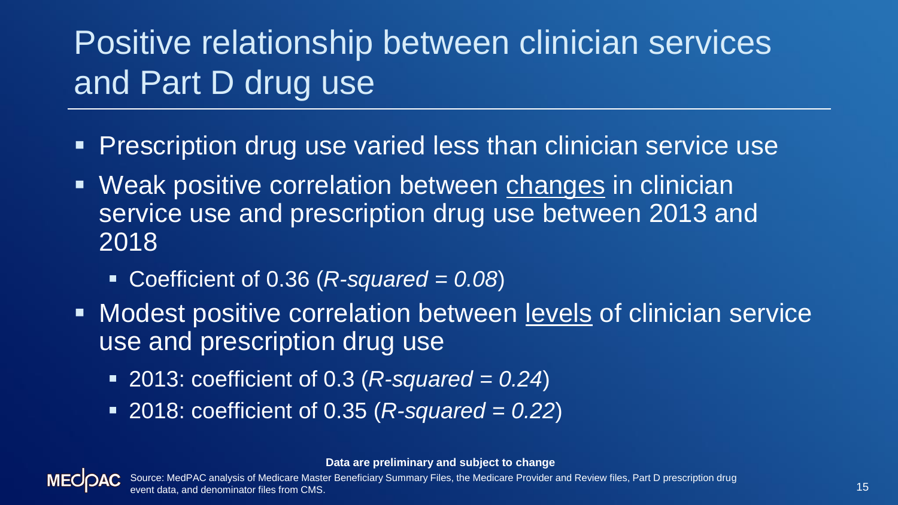# Positive relationship between clinician services and Part D drug use

- Prescription drug use varied less than clinician service use
- Weak positive correlation between <u>changes</u> in clinician service use and prescription drug use between 2013 and 2018
  - Coefficient of 0.36 (*R-squared = 0.08*)
- Modest positive correlation between <u>levels</u> of clinician service use and prescription drug use
  - 2013: coefficient of 0.3 (*R-squared = 0.24*)
  - 2018: coefficient of 0.35 (*R-squared = 0.22*)

**Data are preliminary and subject to change**

Source: MedPAC analysis of Medicare Master Beneficiary Summary Files, the Medicare Provider and Review files, Part D prescription drug event data, and denominator files from CMS.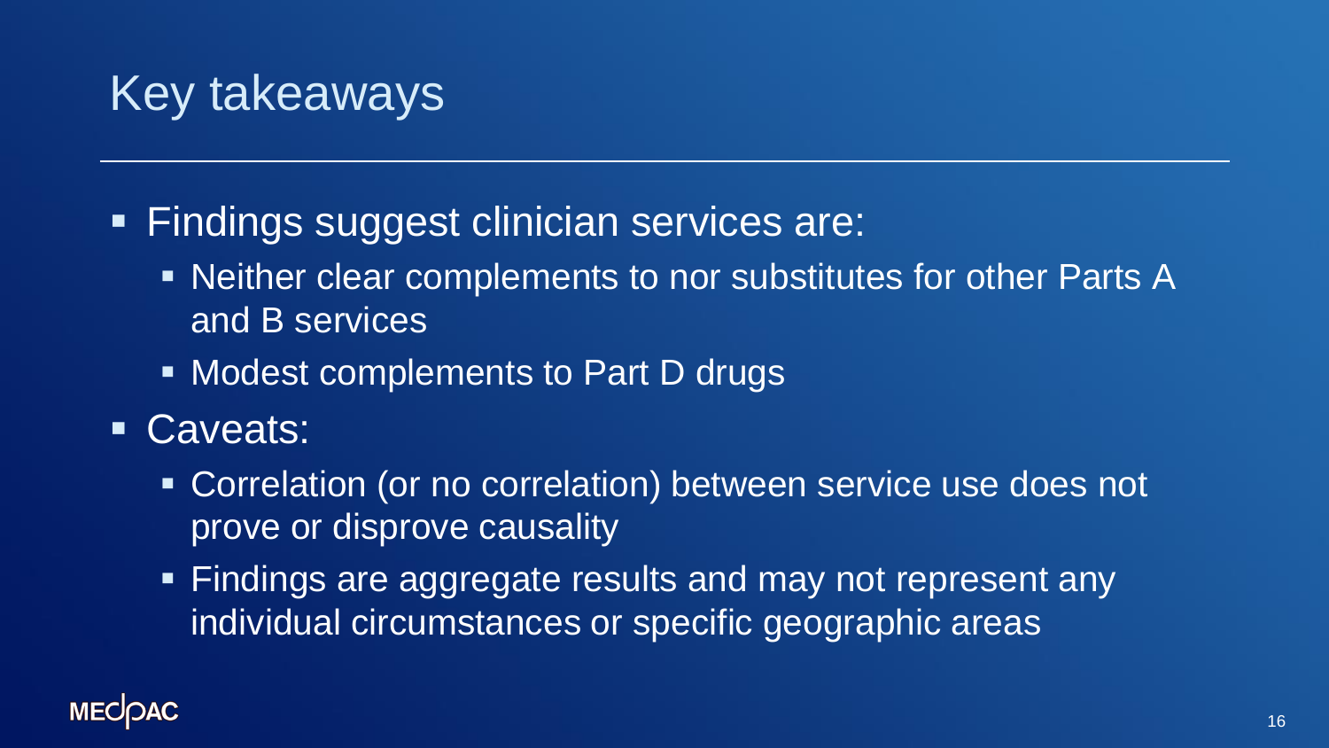# Key takeaways

- Findings suggest clinician services are:
  - Neither clear complements to nor substitutes for other Parts A and B services
  - Modest complements to Part D drugs
- Caveats:
  - Correlation (or no correlation) between service use does not prove or disprove causality
  - Findings are aggregate results and may not represent any individual circumstances or specific geographic areas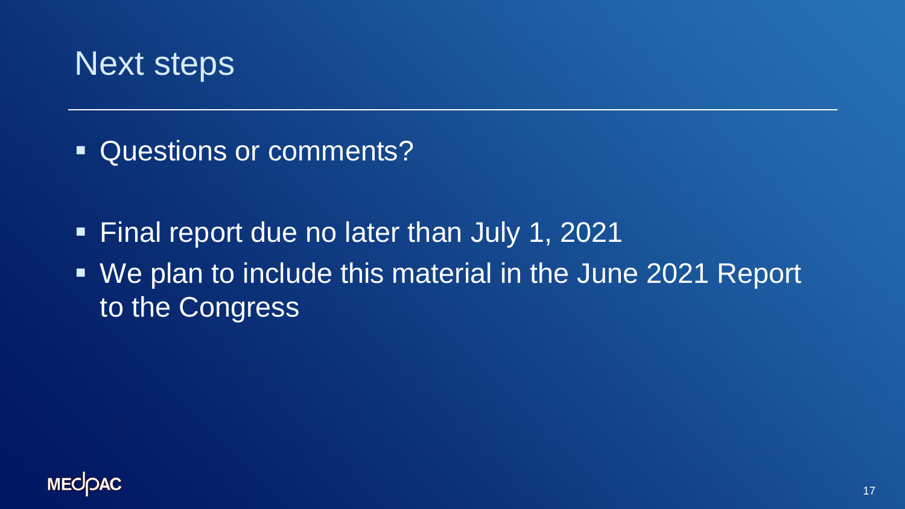# Next steps

- Questions or comments?

- Final report due no later than July 1, 2021
- We plan to include this material in the June 2021 Report to the Congress